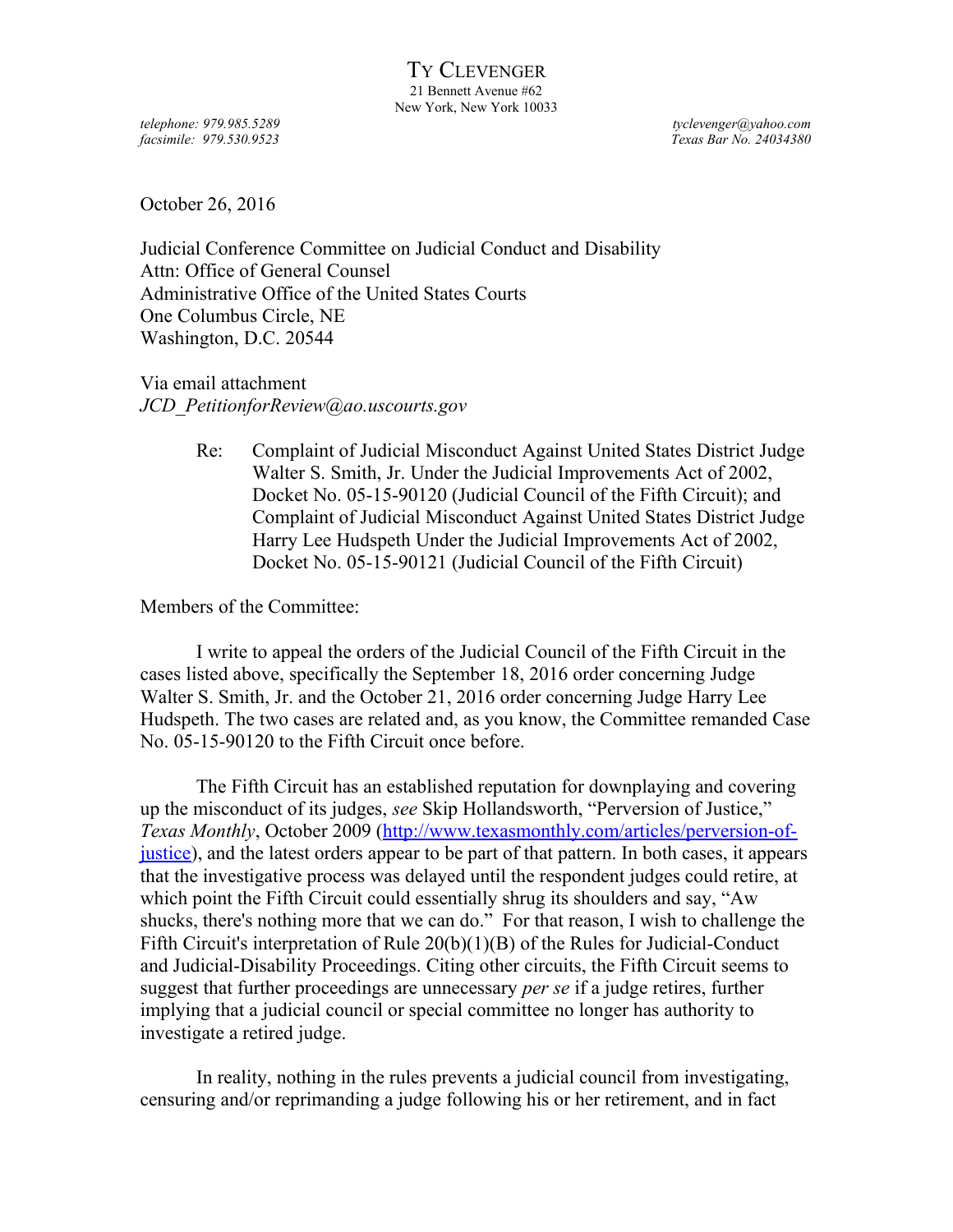# Ty Clevenger

21 Bennett Avenue #62
New York, New York 10033

*telephone: 979.985.5289*
*facsimile: 979.530.9523*

*tyclevenger@yahoo.com*
*Texas Bar No. 24034380*

October 26, 2016

Judicial Conference Committee on Judicial Conduct and Disability
Attn: Office of General Counsel
Administrative Office of the United States Courts
One Columbus Circle, NE
Washington, D.C. 20544

Via email attachment
*JCD_PetitionforReview@ao.uscourts.gov*

Re: Complaint of Judicial Misconduct Against United States District Judge Walter S. Smith, Jr. Under the Judicial Improvements Act of 2002, Docket No. 05-15-90120 (Judicial Council of the Fifth Circuit); and Complaint of Judicial Misconduct Against United States District Judge Harry Lee Hudspeth Under the Judicial Improvements Act of 2002, Docket No. 05-15-90121 (Judicial Council of the Fifth Circuit)

Members of the Committee:

I write to appeal the orders of the Judicial Council of the Fifth Circuit in the cases listed above, specifically the September 18, 2016 order concerning Judge Walter S. Smith, Jr. and the October 21, 2016 order concerning Judge Harry Lee Hudspeth. The two cases are related and, as you know, the Committee remanded Case No. 05-15-90120 to the Fifth Circuit once before.

The Fifth Circuit has an established reputation for downplaying and covering up the misconduct of its judges, *see* Skip Hollandsworth, "Perversion of Justice," *Texas Monthly*, October 2009 ([http://www.texasmonthly.com/articles/perversion-of-justice](http://www.texasmonthly.com/articles/perversion-of-justice)), and the latest orders appear to be part of that pattern. In both cases, it appears that the investigative process was delayed until the respondent judges could retire, at which point the Fifth Circuit could essentially shrug its shoulders and say, "Aw shucks, there's nothing more that we can do." For that reason, I wish to challenge the Fifth Circuit's interpretation of Rule 20(b)(1)(B) of the Rules for Judicial-Conduct and Judicial-Disability Proceedings. Citing other circuits, the Fifth Circuit seems to suggest that further proceedings are unnecessary *per se* if a judge retires, further implying that a judicial council or special committee no longer has authority to investigate a retired judge.

In reality, nothing in the rules prevents a judicial council from investigating, censuring and/or reprimanding a judge following his or her retirement, and in fact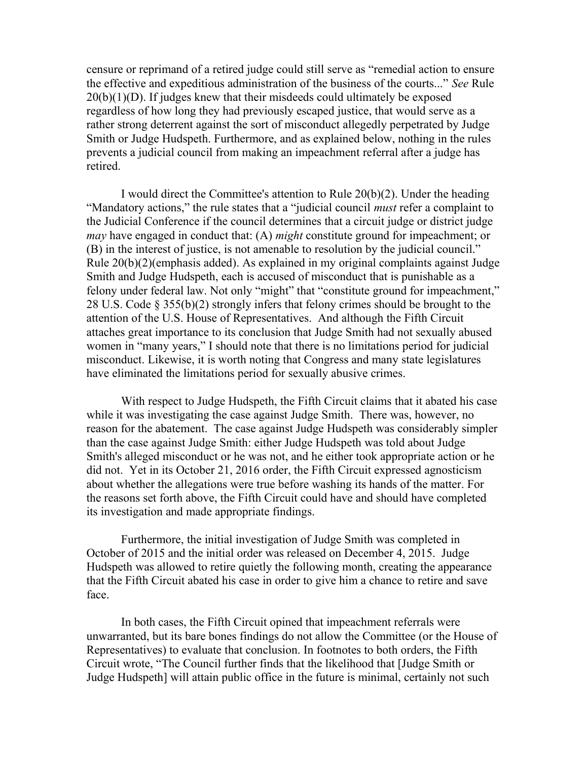censure or reprimand of a retired judge could still serve as "remedial action to ensure the effective and expeditious administration of the business of the courts..." *See* Rule 20(b)(1)(D). If judges knew that their misdeeds could ultimately be exposed regardless of how long they had previously escaped justice, that would serve as a rather strong deterrent against the sort of misconduct allegedly perpetrated by Judge Smith or Judge Hudspeth. Furthermore, and as explained below, nothing in the rules prevents a judicial council from making an impeachment referral after a judge has retired.

I would direct the Committee's attention to Rule 20(b)(2). Under the heading "Mandatory actions," the rule states that a "judicial council *must* refer a complaint to the Judicial Conference if the council determines that a circuit judge or district judge *may* have engaged in conduct that: (A) *might* constitute ground for impeachment; or (B) in the interest of justice, is not amenable to resolution by the judicial council." Rule 20(b)(2)(emphasis added). As explained in my original complaints against Judge Smith and Judge Hudspeth, each is accused of misconduct that is punishable as a felony under federal law. Not only "might" that "constitute ground for impeachment," 28 U.S. Code § 355(b)(2) strongly infers that felony crimes should be brought to the attention of the U.S. House of Representatives. And although the Fifth Circuit attaches great importance to its conclusion that Judge Smith had not sexually abused women in "many years," I should note that there is no limitations period for judicial misconduct. Likewise, it is worth noting that Congress and many state legislatures have eliminated the limitations period for sexually abusive crimes.

With respect to Judge Hudspeth, the Fifth Circuit claims that it abated his case while it was investigating the case against Judge Smith. There was, however, no reason for the abatement. The case against Judge Hudspeth was considerably simpler than the case against Judge Smith: either Judge Hudspeth was told about Judge Smith's alleged misconduct or he was not, and he either took appropriate action or he did not. Yet in its October 21, 2016 order, the Fifth Circuit expressed agnosticism about whether the allegations were true before washing its hands of the matter. For the reasons set forth above, the Fifth Circuit could have and should have completed its investigation and made appropriate findings.

Furthermore, the initial investigation of Judge Smith was completed in October of 2015 and the initial order was released on December 4, 2015. Judge Hudspeth was allowed to retire quietly the following month, creating the appearance that the Fifth Circuit abated his case in order to give him a chance to retire and save face.

In both cases, the Fifth Circuit opined that impeachment referrals were unwarranted, but its bare bones findings do not allow the Committee (or the House of Representatives) to evaluate that conclusion. In footnotes to both orders, the Fifth Circuit wrote, "The Council further finds that the likelihood that [Judge Smith or Judge Hudspeth] will attain public office in the future is minimal, certainly not such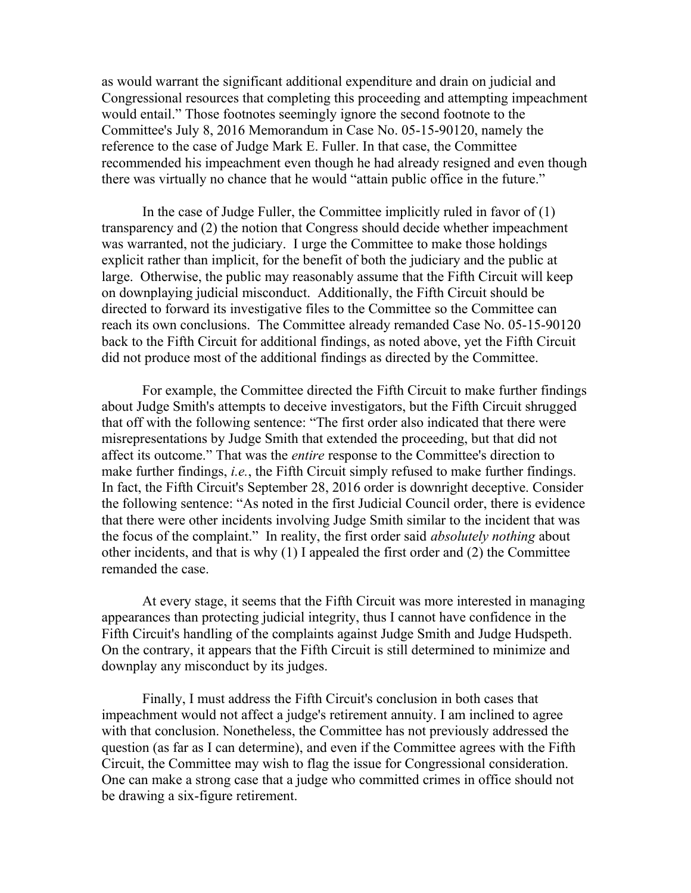as would warrant the significant additional expenditure and drain on judicial and Congressional resources that completing this proceeding and attempting impeachment would entail." Those footnotes seemingly ignore the second footnote to the Committee's July 8, 2016 Memorandum in Case No. 05-15-90120, namely the reference to the case of Judge Mark E. Fuller. In that case, the Committee recommended his impeachment even though he had already resigned and even though there was virtually no chance that he would "attain public office in the future."

In the case of Judge Fuller, the Committee implicitly ruled in favor of (1) transparency and (2) the notion that Congress should decide whether impeachment was warranted, not the judiciary. I urge the Committee to make those holdings explicit rather than implicit, for the benefit of both the judiciary and the public at large. Otherwise, the public may reasonably assume that the Fifth Circuit will keep on downplaying judicial misconduct. Additionally, the Fifth Circuit should be directed to forward its investigative files to the Committee so the Committee can reach its own conclusions. The Committee already remanded Case No. 05-15-90120 back to the Fifth Circuit for additional findings, as noted above, yet the Fifth Circuit did not produce most of the additional findings as directed by the Committee.

For example, the Committee directed the Fifth Circuit to make further findings about Judge Smith's attempts to deceive investigators, but the Fifth Circuit shrugged that off with the following sentence: "The first order also indicated that there were misrepresentations by Judge Smith that extended the proceeding, but that did not affect its outcome." That was the *entire* response to the Committee's direction to make further findings, *i.e.*, the Fifth Circuit simply refused to make further findings. In fact, the Fifth Circuit's September 28, 2016 order is downright deceptive. Consider the following sentence: "As noted in the first Judicial Council order, there is evidence that there were other incidents involving Judge Smith similar to the incident that was the focus of the complaint." In reality, the first order said *absolutely nothing* about other incidents, and that is why (1) I appealed the first order and (2) the Committee remanded the case.

At every stage, it seems that the Fifth Circuit was more interested in managing appearances than protecting judicial integrity, thus I cannot have confidence in the Fifth Circuit's handling of the complaints against Judge Smith and Judge Hudspeth. On the contrary, it appears that the Fifth Circuit is still determined to minimize and downplay any misconduct by its judges.

Finally, I must address the Fifth Circuit's conclusion in both cases that impeachment would not affect a judge's retirement annuity. I am inclined to agree with that conclusion. Nonetheless, the Committee has not previously addressed the question (as far as I can determine), and even if the Committee agrees with the Fifth Circuit, the Committee may wish to flag the issue for Congressional consideration. One can make a strong case that a judge who committed crimes in office should not be drawing a six-figure retirement.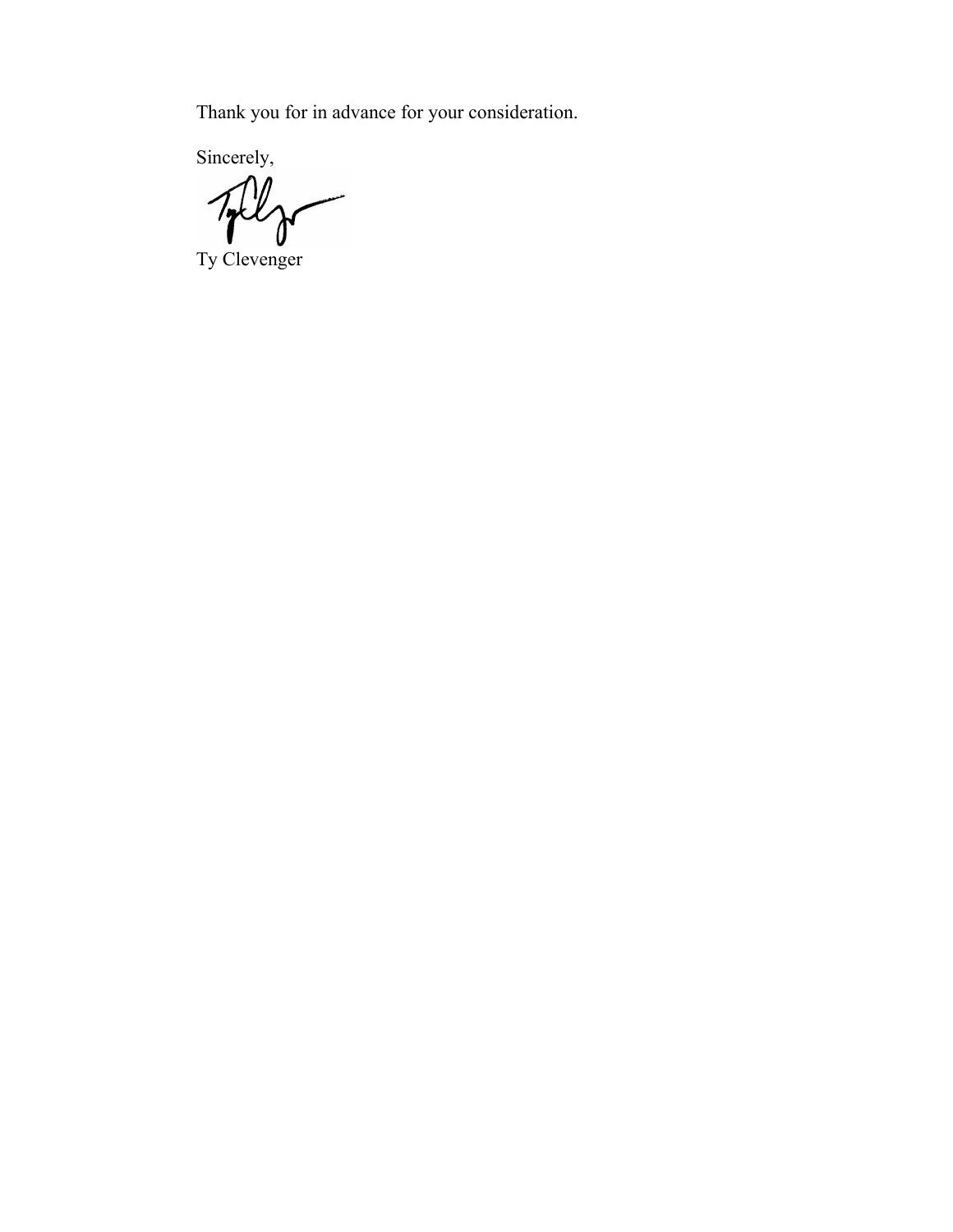Thank you for in advance for your consideration.

Sincerely,

Ty Clevenger